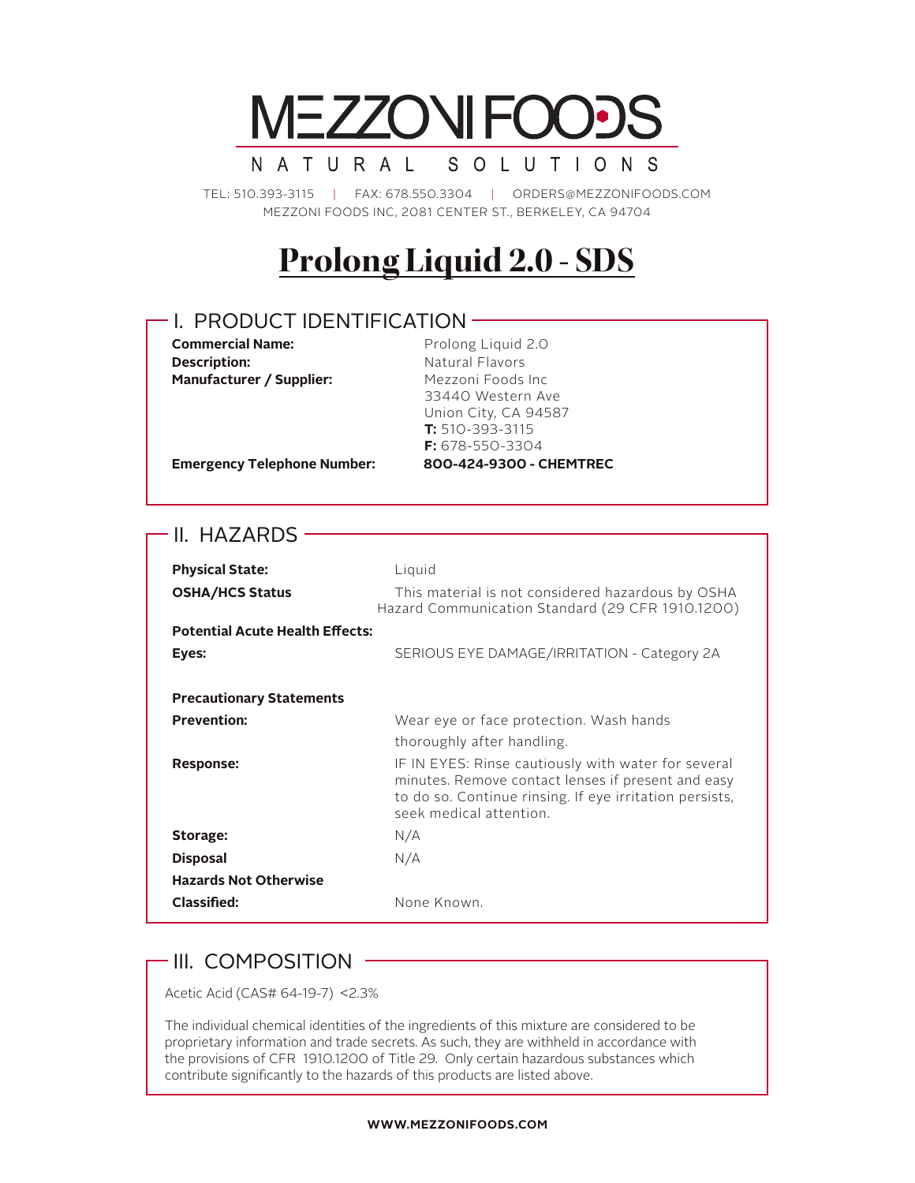# MEZZONI FOODS

NATURAL SOLUTIONS

TEL: 510.393-3115 | FAX: 678.550.3304 | ORDERS@MEZZONIFOODS.COM
MEZZONI FOODS INC, 2081 CENTER ST., BERKELEY, CA 94704

# Prolong Liquid 2.0 - SDS

## I. PRODUCT IDENTIFICATION

| | |
|---|---|
| **Commercial Name:** | Prolong Liquid 2.0 |
| **Description:** | Natural Flavors |
| **Manufacturer / Supplier:** | Mezzoni Foods Inc<br>33440 Western Ave<br>Union City, CA 94587<br>**T:** 510-393-3115<br>**F:** 678-550-3304 |
| **Emergency Telephone Number:** | **800-424-9300 - CHEMTREC** |

## II. HAZARDS

| | |
|---|---|
| **Physical State:** | Liquid |
| **OSHA/HCS Status** | This material is not considered hazardous by OSHA Hazard Communication Standard (29 CFR 1910.1200) |
| **Potential Acute Health Effects:** | |
| **Eyes:** | SERIOUS EYE DAMAGE/IRRITATION - Category 2A |
| **Precautionary Statements** | |
| **Prevention:** | Wear eye or face protection. Wash hands thoroughly after handling. |
| **Response:** | IF IN EYES: Rinse cautiously with water for several minutes. Remove contact lenses if present and easy to do so. Continue rinsing. If eye irritation persists, seek medical attention. |
| **Storage:** | N/A |
| **Disposal** | N/A |
| **Hazards Not Otherwise Classified:** | None Known. |

## III. COMPOSITION

Acetic Acid (CAS# 64-19-7) <2.3%

The individual chemical identities of the ingredients of this mixture are considered to be proprietary information and trade secrets. As such, they are withheld in accordance with the provisions of CFR 1910.1200 of Title 29. Only certain hazardous substances which contribute significantly to the hazards of this products are listed above.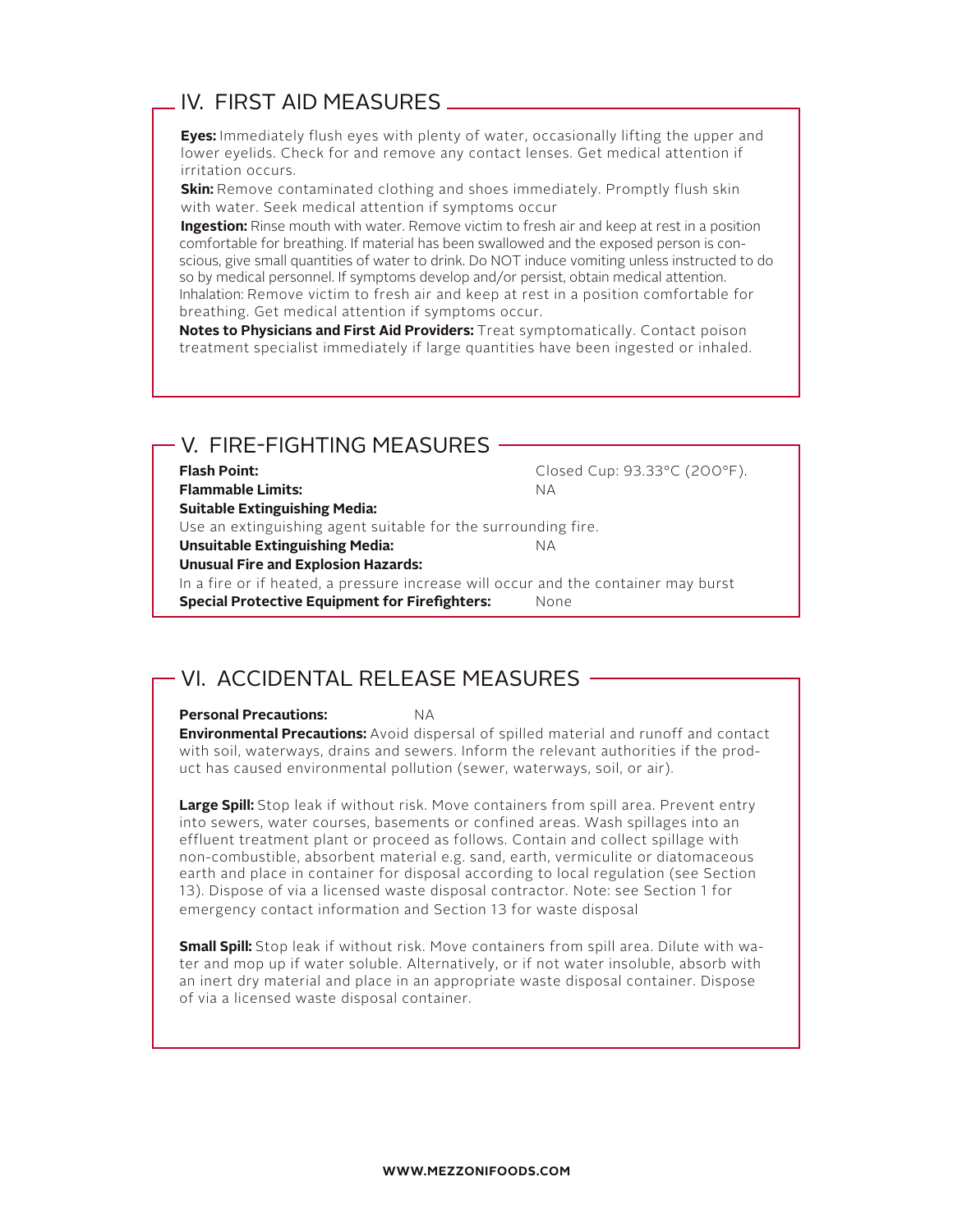## IV. FIRST AID MEASURES

**Eyes:** Immediately flush eyes with plenty of water, occasionally lifting the upper and lower eyelids. Check for and remove any contact lenses. Get medical attention if irritation occurs.

**Skin:** Remove contaminated clothing and shoes immediately. Promptly flush skin with water. Seek medical attention if symptoms occur

**Ingestion:** Rinse mouth with water. Remove victim to fresh air and keep at rest in a position comfortable for breathing. If material has been swallowed and the exposed person is conscious, give small quantities of water to drink. Do NOT induce vomiting unless instructed to do so by medical personnel. If symptoms develop and/or persist, obtain medical attention. Inhalation: Remove victim to fresh air and keep at rest in a position comfortable for breathing. Get medical attention if symptoms occur.

**Notes to Physicians and First Aid Providers:** Treat symptomatically. Contact poison treatment specialist immediately if large quantities have been ingested or inhaled.

## V. FIRE-FIGHTING MEASURES

**Flash Point:** Closed Cup: 93.33°C (200°F).

**Flammable Limits:** NA

**Suitable Extinguishing Media:**
Use an extinguishing agent suitable for the surrounding fire.

**Unsuitable Extinguishing Media:** NA

**Unusual Fire and Explosion Hazards:**
In a fire or if heated, a pressure increase will occur and the container may burst

**Special Protective Equipment for Firefighters:** None

## VI. ACCIDENTAL RELEASE MEASURES

**Personal Precautions:** NA

**Environmental Precautions:** Avoid dispersal of spilled material and runoff and contact with soil, waterways, drains and sewers. Inform the relevant authorities if the product has caused environmental pollution (sewer, waterways, soil, or air).

**Large Spill:** Stop leak if without risk. Move containers from spill area. Prevent entry into sewers, water courses, basements or confined areas. Wash spillages into an effluent treatment plant or proceed as follows. Contain and collect spillage with non-combustible, absorbent material e.g. sand, earth, vermiculite or diatomaceous earth and place in container for disposal according to local regulation (see Section 13). Dispose of via a licensed waste disposal contractor. Note: see Section 1 for emergency contact information and Section 13 for waste disposal

**Small Spill:** Stop leak if without risk. Move containers from spill area. Dilute with water and mop up if water soluble. Alternatively, or if not water insoluble, absorb with an inert dry material and place in an appropriate waste disposal container. Dispose of via a licensed waste disposal container.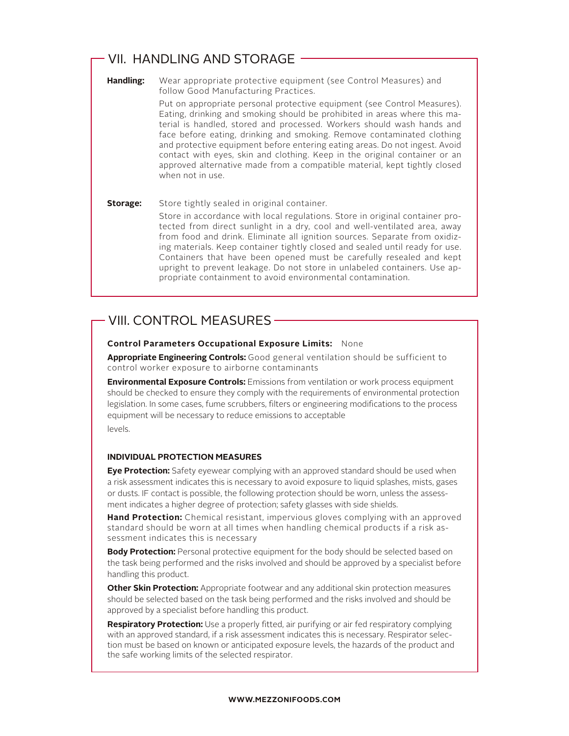## VII. HANDLING AND STORAGE

**Handling:** Wear appropriate protective equipment (see Control Measures) and follow Good Manufacturing Practices.

Put on appropriate personal protective equipment (see Control Measures). Eating, drinking and smoking should be prohibited in areas where this material is handled, stored and processed. Workers should wash hands and face before eating, drinking and smoking. Remove contaminated clothing and protective equipment before entering eating areas. Do not ingest. Avoid contact with eyes, skin and clothing. Keep in the original container or an approved alternative made from a compatible material, kept tightly closed when not in use.

**Storage:** Store tightly sealed in original container.

Store in accordance with local regulations. Store in original container protected from direct sunlight in a dry, cool and well-ventilated area, away from food and drink. Eliminate all ignition sources. Separate from oxidizing materials. Keep container tightly closed and sealed until ready for use. Containers that have been opened must be carefully resealed and kept upright to prevent leakage. Do not store in unlabeled containers. Use appropriate containment to avoid environmental contamination.

## VIII. CONTROL MEASURES

**Control Parameters Occupational Exposure Limits:** None

**Appropriate Engineering Controls:** Good general ventilation should be sufficient to control worker exposure to airborne contaminants

**Environmental Exposure Controls:** Emissions from ventilation or work process equipment should be checked to ensure they comply with the requirements of environmental protection legislation. In some cases, fume scrubbers, filters or engineering modifications to the process equipment will be necessary to reduce emissions to acceptable levels.

### INDIVIDUAL PROTECTION MEASURES

**Eye Protection:** Safety eyewear complying with an approved standard should be used when a risk assessment indicates this is necessary to avoid exposure to liquid splashes, mists, gases or dusts. IF contact is possible, the following protection should be worn, unless the assessment indicates a higher degree of protection; safety glasses with side shields.

**Hand Protection:** Chemical resistant, impervious gloves complying with an approved standard should be worn at all times when handling chemical products if a risk assessment indicates this is necessary

**Body Protection:** Personal protective equipment for the body should be selected based on the task being performed and the risks involved and should be approved by a specialist before handling this product.

**Other Skin Protection:** Appropriate footwear and any additional skin protection measures should be selected based on the task being performed and the risks involved and should be approved by a specialist before handling this product.

**Respiratory Protection:** Use a properly fitted, air purifying or air fed respiratory complying with an approved standard, if a risk assessment indicates this is necessary. Respirator selection must be based on known or anticipated exposure levels, the hazards of the product and the safe working limits of the selected respirator.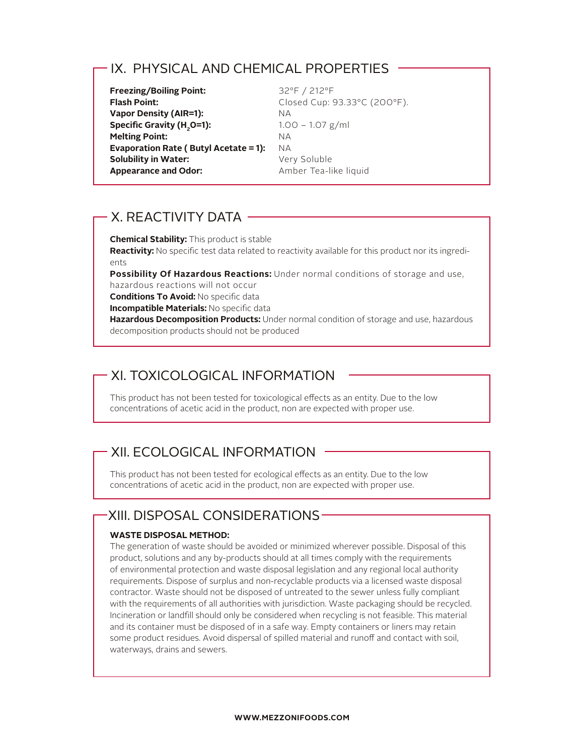## IX. PHYSICAL AND CHEMICAL PROPERTIES

| | |
|---|---|
| **Freezing/Boiling Point:** | 32°F / 212°F |
| **Flash Point:** | Closed Cup: 93.33°C (200°F). |
| **Vapor Density (AIR=1):** | NA |
| **Specific Gravity ($H_2O$=1):** | 1.00 – 1.07 g/ml |
| **Melting Point:** | NA |
| **Evaporation Rate ( Butyl Acetate = 1):** | NA |
| **Solubility in Water:** | Very Soluble |
| **Appearance and Odor:** | Amber Tea-like liquid |

## X. REACTIVITY DATA

**Chemical Stability:** This product is stable
**Reactivity:** No specific test data related to reactivity available for this product nor its ingredients
**Possibility Of Hazardous Reactions:** Under normal conditions of storage and use, hazardous reactions will not occur
**Conditions To Avoid:** No specific data
**Incompatible Materials:** No specific data
**Hazardous Decomposition Products:** Under normal condition of storage and use, hazardous decomposition products should not be produced

## XI. TOXICOLOGICAL INFORMATION

This product has not been tested for toxicological effects as an entity. Due to the low concentrations of acetic acid in the product, non are expected with proper use.

## XII. ECOLOGICAL INFORMATION

This product has not been tested for ecological effects as an entity. Due to the low concentrations of acetic acid in the product, non are expected with proper use.

## XIII. DISPOSAL CONSIDERATIONS

**WASTE DISPOSAL METHOD:**

The generation of waste should be avoided or minimized wherever possible. Disposal of this product, solutions and any by-products should at all times comply with the requirements of environmental protection and waste disposal legislation and any regional local authority requirements. Dispose of surplus and non-recyclable products via a licensed waste disposal contractor. Waste should not be disposed of untreated to the sewer unless fully compliant with the requirements of all authorities with jurisdiction. Waste packaging should be recycled. Incineration or landfill should only be considered when recycling is not feasible. This material and its container must be disposed of in a safe way. Empty containers or liners may retain some product residues. Avoid dispersal of spilled material and runoff and contact with soil, waterways, drains and sewers.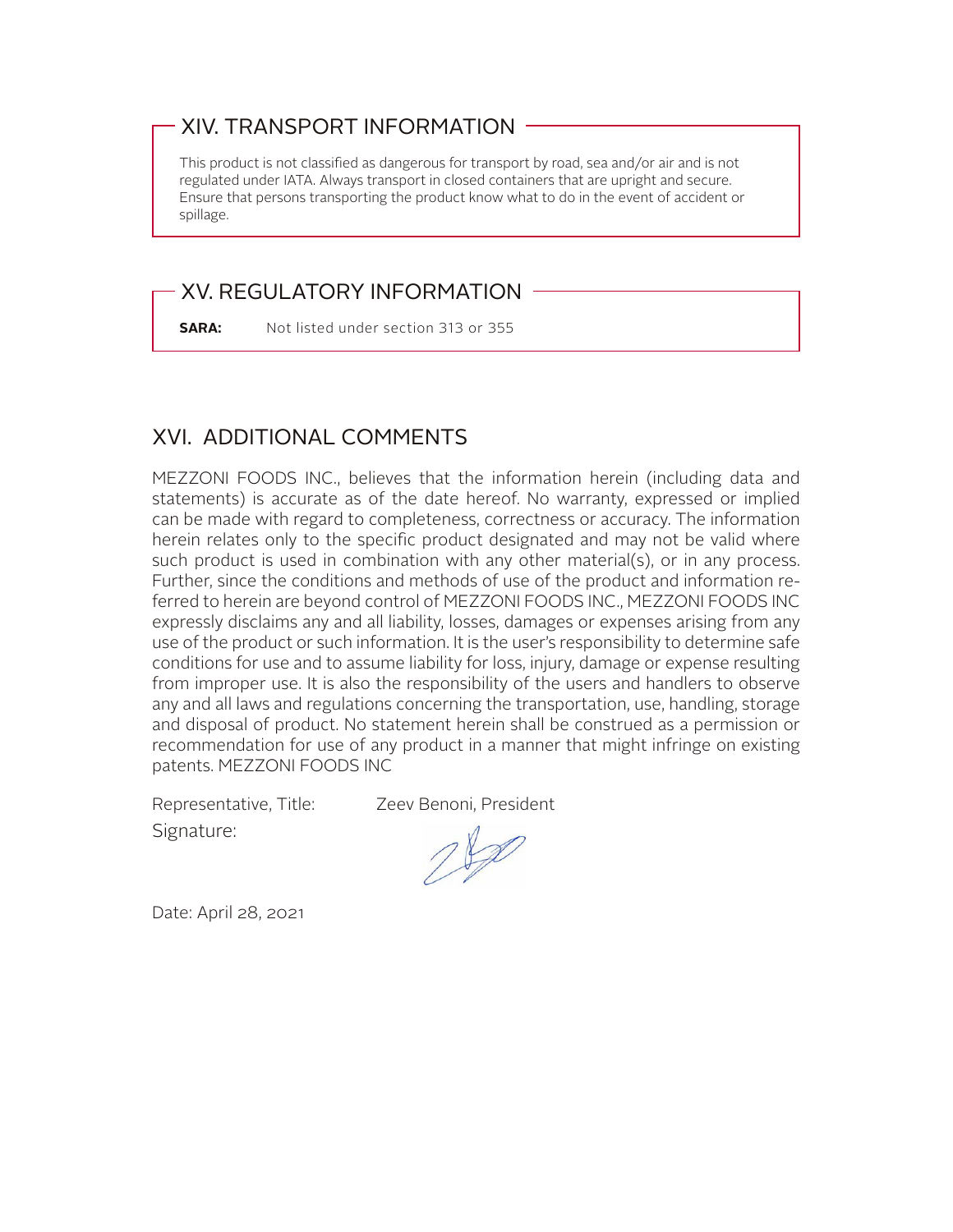## XIV. TRANSPORT INFORMATION

This product is not classified as dangerous for transport by road, sea and/or air and is not regulated under IATA. Always transport in closed containers that are upright and secure. Ensure that persons transporting the product know what to do in the event of accident or spillage.

## XV. REGULATORY INFORMATION

**SARA:** Not listed under section 313 or 355

## XVI. ADDITIONAL COMMENTS

MEZZONI FOODS INC., believes that the information herein (including data and statements) is accurate as of the date hereof. No warranty, expressed or implied can be made with regard to completeness, correctness or accuracy. The information herein relates only to the specific product designated and may not be valid where such product is used in combination with any other material(s), or in any process. Further, since the conditions and methods of use of the product and information referred to herein are beyond control of MEZZONI FOODS INC., MEZZONI FOODS INC expressly disclaims any and all liability, losses, damages or expenses arising from any use of the product or such information. It is the user's responsibility to determine safe conditions for use and to assume liability for loss, injury, damage or expense resulting from improper use. It is also the responsibility of the users and handlers to observe any and all laws and regulations concerning the transportation, use, handling, storage and disposal of product. No statement herein shall be construed as a permission or recommendation for use of any product in a manner that might infringe on existing patents. MEZZONI FOODS INC

Representative, Title: Zeev Benoni, President

Signature:

Date: April 28, 2021